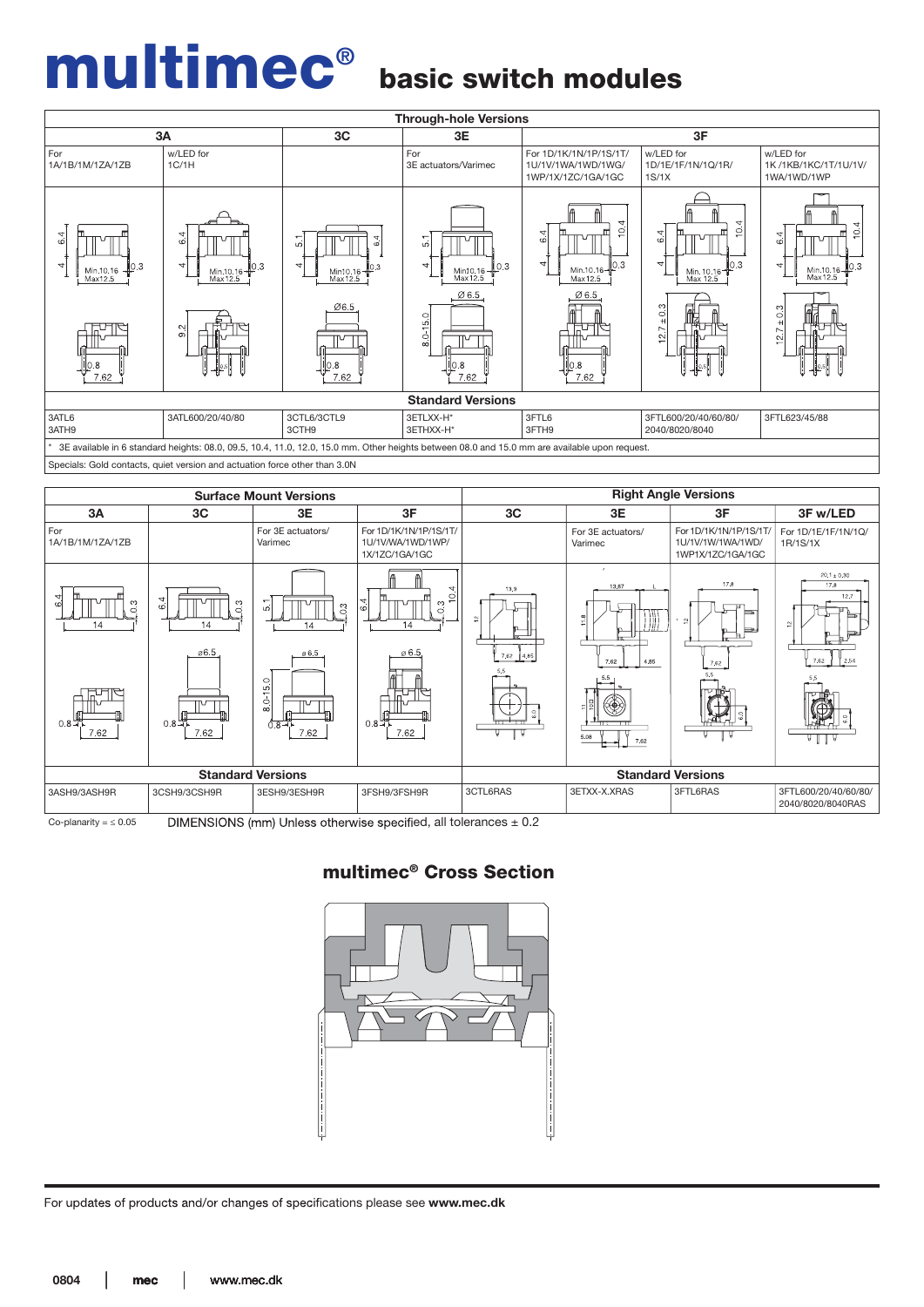# multimec® basic switch modules

| Through-hole Versions | | | | | | |
|---|---|---|---|---|---|---|
| 3A | | 3C | 3E | 3F | | |
| For 1A/1B/1M/1ZA/1ZB | w/LED for 1C/1H | | For 3E actuators/Varimec | For 1D/1K/1N/1P/1S/1T/ 1U/1V/1WA/1WD/1WG/ 1WP/1X/1ZC/1GA/1GC | w/LED for 1D/1E/1F/1N/1Q/1R/ 1S/1X | w/LED for 1K /1KB/1KC/1T/1U/1V/ 1WA/1WD/1WP |
| Standard Versions | | | | | | |
| 3ATL6 3ATH9 | 3ATL600/20/40/80 | 3CTL6/3CTL9 3CTH9 | 3ETLXX-H* 3ETHXX-H* | 3FTL6 3FTH9 | 3FTL600/20/40/60/80/ 2040/8020/8040 | 3FTL623/45/88 |

\* 3E available in 6 standard heights: 08.0, 09.5, 10.4, 11.0, 12.0, 15.0 mm. Other heights between 08.0 and 15.0 mm are available upon request.

Specials: Gold contacts, quiet version and actuation force other than 3.0N

| Surface Mount Versions | | | | Right Angle Versions | | | |
|---|---|---|---|---|---|---|---|
| 3A | 3C | 3E | 3F | 3C | 3E | 3F | 3F w/LED |
| For 1A/1B/1M/1ZA/1ZB | | For 3E actuators/ Varimec | For 1D/1K/1N/1P/1S/1T/ 1U/1V/WA/1WD/1WP/ 1X/1ZC/1GA/1GC | | For 3E actuators/ Varimec | For 1D/1K/1N/1P/1S/1T/ 1U/1V/1W/1WA/1WD/ 1WP1X/1ZC/1GA/1GC | For 1D/1E/1F/1N/1Q/ 1R/1S/1X |
| Standard Versions | | | | Standard Versions | | | |
| 3ASH9/3ASH9R | 3CSH9/3CSH9R | 3ESH9/3ESH9R | 3FSH9/3FSH9R | 3CTL6RAS | 3ETXX-X.XRAS | 3FTL6RAS | 3FTL600/20/40/60/80/ 2040/8020/8040RAS |

Co-planarity = ≤ 0.05

DIMENSIONS (mm) Unless otherwise specified, all tolerances ± 0.2

## multimec® Cross Section

For updates of products and/or changes of specifications please see **www.mec.dk**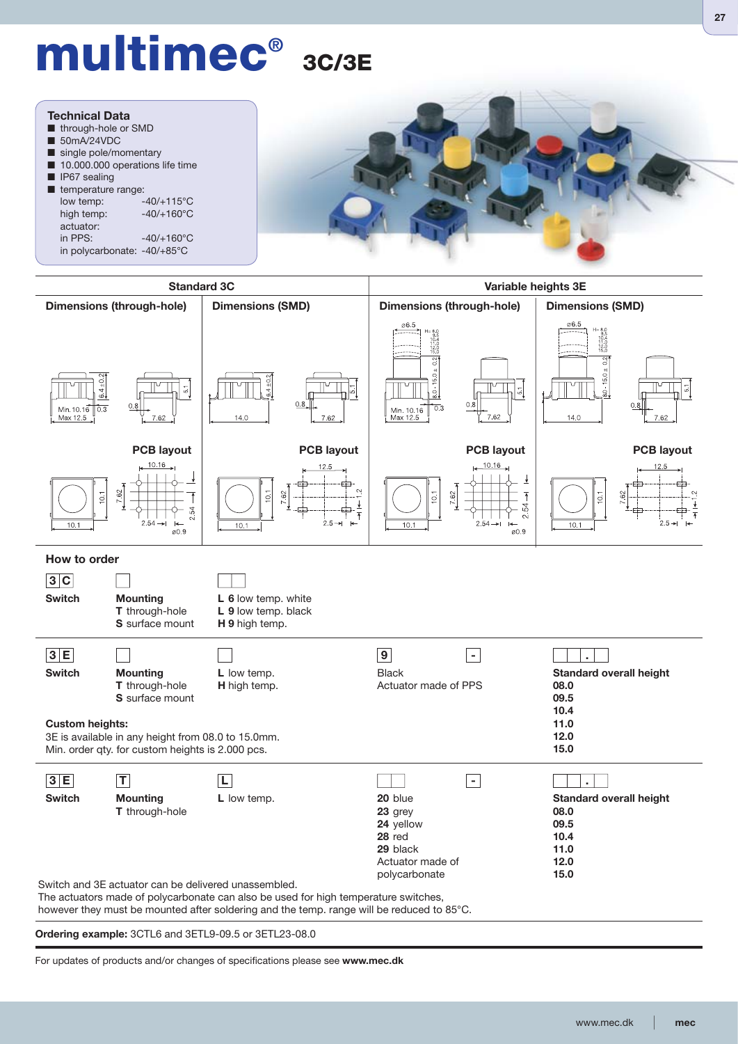# multimec® 3C/3E

### Technical Data

- through-hole or SMD
- 50mA/24VDC
- single pole/momentary
- 10.000.000 operations life time
- IP67 sealing
- temperature range:

| | |
|---|---|
| low temp: | -40/+115°C |
| high temp: | -40/+160°C |
| actuator: | |
| in PPS: | -40/+160°C |
| in polycarbonate: | -40/+85°C |

| Standard 3C | | Variable heights 3E | |
|---|---|---|---|
| Dimensions (through-hole) | Dimensions (SMD) | Dimensions (through-hole) | Dimensions (SMD) |
| PCB layout | PCB layout | PCB layout | PCB layout |

## How to order

**3C**

| Switch | Mounting | |
|---|---|---|
| | **T** through-hole | **L 6** low temp. white |
| | **S** surface mount | **L 9** low temp. black |
| | | **H 9** high temp. |

**3E**

| Switch | Mounting | | 9 | Standard overall height |
|---|---|---|---|---|
| | **T** through-hole | **L** low temp. | Black | 08.0 |
| | **S** surface mount | **H** high temp. | Actuator made of PPS | 09.5 |
| | | | | 10.4 |
| | | | | 11.0 |
| | | | | 12.0 |
| | | | | 15.0 |

**Custom heights:**
3E is available in any height from 08.0 to 15.0mm.
Min. order qty. for custom heights is 2.000 pcs.

**3E T L**

| Switch | Mounting | | Colour | Standard overall height |
|---|---|---|---|---|
| | **T** through-hole | **L** low temp. | **20** blue | 08.0 |
| | | | **23** grey | 09.5 |
| | | | **24** yellow | 10.4 |
| | | | **28** red | 11.0 |
| | | | **29** black | 12.0 |
| | | | Actuator made of polycarbonate | 15.0 |

Switch and 3E actuator can be delivered unassembled.
The actuators made of polycarbonate can also be used for high temperature switches, however they must be mounted after soldering and the temp. range will be reduced to 85°C.

**Ordering example:** 3CTL6 and 3ETL9-09.5 or 3ETL23-08.0

For updates of products and/or changes of specifications please see **www.mec.dk**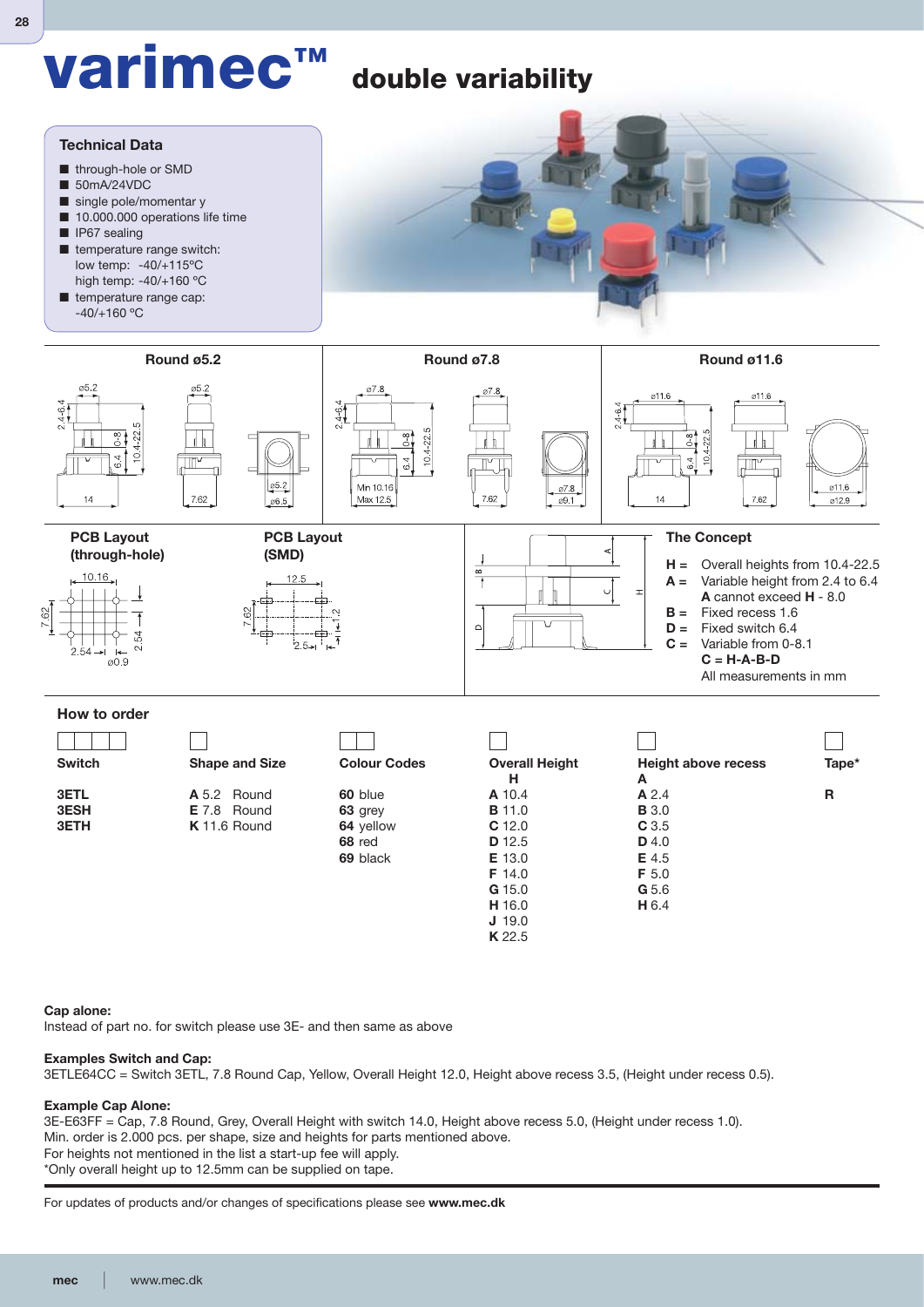# varimec™ double variability

## Technical Data

- through-hole or SMD
- 50mA/24VDC
- single pole/momentar y
- 10.000.000 operations life time
- IP67 sealing
- temperature range switch:
  low temp: -40/+115°C
  high temp: -40/+160 °C
- temperature range cap:
  -40/+160 °C

| Round ø5.2 | Round ø7.8 | Round ø11.6 |
|---|---|---|

**PCB Layout (through-hole)**

**PCB Layout (SMD)**

## The Concept

- **H =** Overall heights from 10.4-22.5
- **A =** Variable height from 2.4 to 6.4
  **A** cannot exceed **H** - 8.0
- **B =** Fixed recess 1.6
- **D =** Fixed switch 6.4
- **C =** Variable from 0-8.1
  **C = H-A-B-D**

All measurements in mm

## How to order

| Switch | Shape and Size | Colour Codes | Overall Height H | Height above recess A | Tape* |
|---|---|---|---|---|---|
| **3ETL** | **A** 5.2 Round | **60** blue | **A** 10.4 | **A** 2.4 | **R** |
| **3ESH** | **E** 7.8 Round | **63** grey | **B** 11.0 | **B** 3.0 | |
| **3ETH** | **K** 11.6 Round | **64** yellow | **C** 12.0 | **C** 3.5 | |
| | | **68** red | **D** 12.5 | **D** 4.0 | |
| | | **69** black | **E** 13.0 | **E** 4.5 | |
| | | | **F** 14.0 | **F** 5.0 | |
| | | | **G** 15.0 | **G** 5.6 | |
| | | | **H** 16.0 | **H** 6.4 | |
| | | | **J** 19.0 | | |
| | | | **K** 22.5 | | |

**Cap alone:**
Instead of part no. for switch please use 3E- and then same as above

**Examples Switch and Cap:**
3ETLE64CC = Switch 3ETL, 7.8 Round Cap, Yellow, Overall Height 12.0, Height above recess 3.5, (Height under recess 0.5).

**Example Cap Alone:**
3E-E63FF = Cap, 7.8 Round, Grey, Overall Height with switch 14.0, Height above recess 5.0, (Height under recess 1.0).
Min. order is 2.000 pcs. per shape, size and heights for parts mentioned above.
For heights not mentioned in the list a start-up fee will apply.
*Only overall height up to 12.5mm can be supplied on tape.

For updates of products and/or changes of specifications please see **www.mec.dk**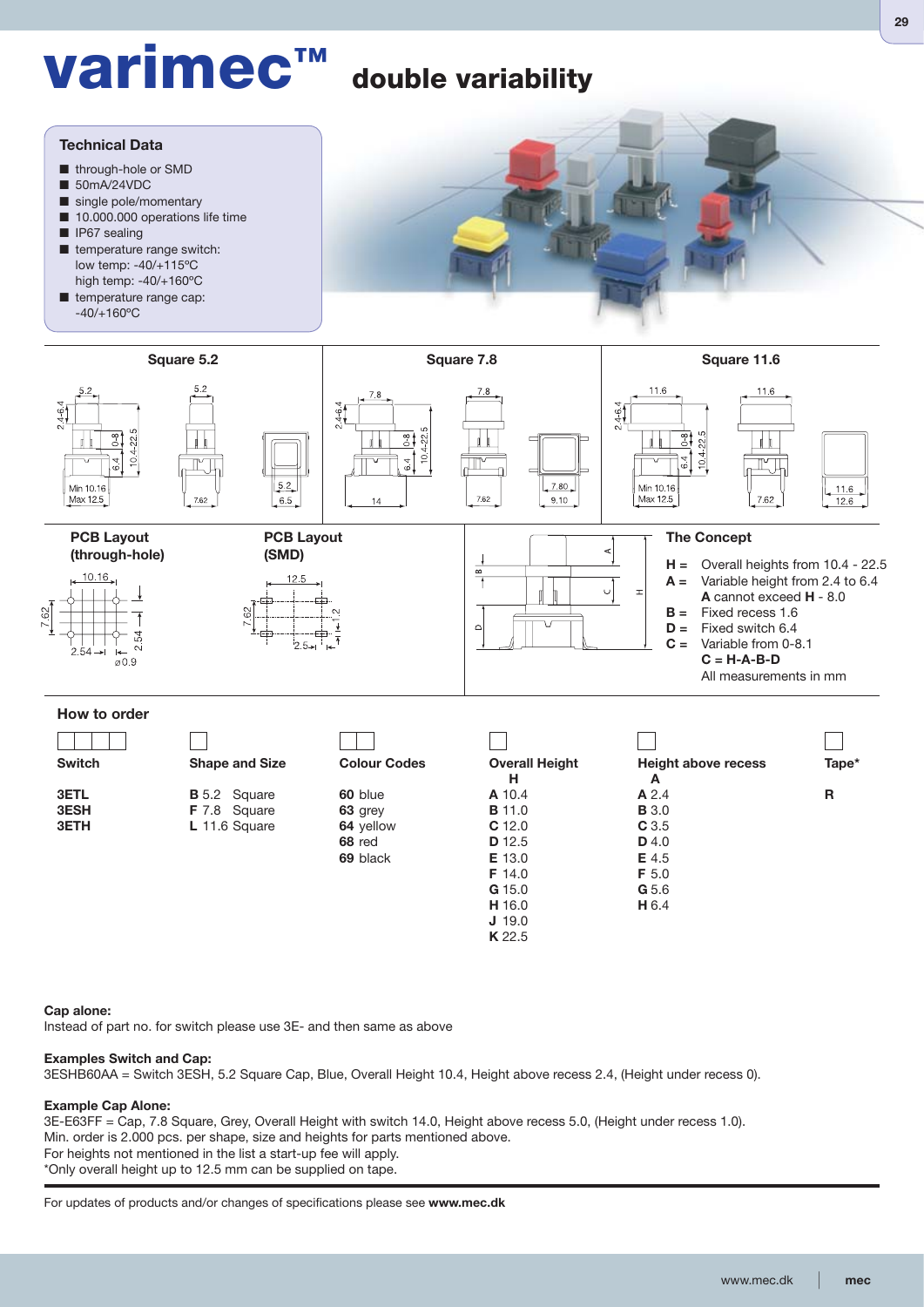# varimec™ double variability

## Technical Data

- through-hole or SMD
- 50mA/24VDC
- single pole/momentary
- 10.000.000 operations life time
- IP67 sealing
- temperature range switch:
  low temp: -40/+115ºC
  high temp: -40/+160ºC
- temperature range cap:
  -40/+160ºC

### Square 5.2

### Square 7.8

### Square 11.6

### PCB Layout (through-hole)

### PCB Layout (SMD)

### The Concept

- **H =** Overall heights from 10.4 - 22.5
- **A =** Variable height from 2.4 to 6.4
  **A** cannot exceed **H** - 8.0
- **B =** Fixed recess 1.6
- **D =** Fixed switch 6.4
- **C =** Variable from 0-8.1
  **C = H-A-B-D**
  All measurements in mm

## How to order

| Switch | Shape and Size | Colour Codes | Overall Height H | Height above recess A | Tape* |
|---|---|---|---|---|---|
| **3ETL** | **B** 5.2 Square | **60** blue | **A** 10.4 | **A** 2.4 | **R** |
| **3ESH** | **F** 7.8 Square | **63** grey | **B** 11.0 | **B** 3.0 | |
| **3ETH** | **L** 11.6 Square | **64** yellow | **C** 12.0 | **C** 3.5 | |
| | | **68** red | **D** 12.5 | **D** 4.0 | |
| | | **69** black | **E** 13.0 | **E** 4.5 | |
| | | | **F** 14.0 | **F** 5.0 | |
| | | | **G** 15.0 | **G** 5.6 | |
| | | | **H** 16.0 | **H** 6.4 | |
| | | | **J** 19.0 | | |
| | | | **K** 22.5 | | |

**Cap alone:**
Instead of part no. for switch please use 3E- and then same as above

**Examples Switch and Cap:**
3ESHB60AA = Switch 3ESH, 5.2 Square Cap, Blue, Overall Height 10.4, Height above recess 2.4, (Height under recess 0).

**Example Cap Alone:**
3E-E63FF = Cap, 7.8 Square, Grey, Overall Height with switch 14.0, Height above recess 5.0, (Height under recess 1.0).
Min. order is 2.000 pcs. per shape, size and heights for parts mentioned above.
For heights not mentioned in the list a start-up fee will apply.
*Only overall height up to 12.5 mm can be supplied on tape.

For updates of products and/or changes of specifications please see **www.mec.dk**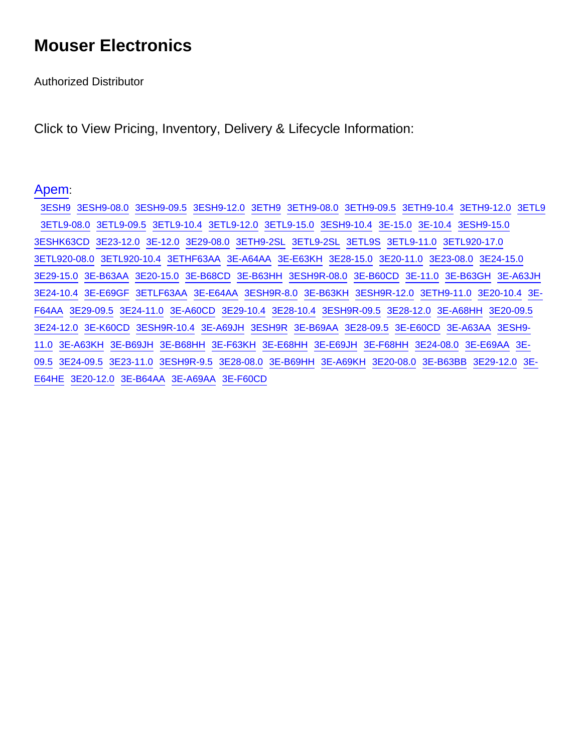# Mouser Electronics

Authorized Distributor

Click to View Pricing, Inventory, Delivery & Lifecycle Information:

Apem:

3ESH9 3ESH9-08.0 3ESH9-09.5 3ESH9-12.0 3ETH9 3ETH9-08.0 3ETH9-09.5 3ETH9-10.4 3ETH9-12.0 3ETL9 3ETL9-08.0 3ETL9-09.5 3ETL9-10.4 3ETL9-12.0 3ETL9-15.0 3ESH9-10.4 3E-15.0 3E-10.4 3ESH9-15.0 3ESHK63CD 3E23-12.0 3E-12.0 3E29-08.0 3ETH9-2SL 3ETL9-2SL 3ETL9S 3ETL9-11.0 3ETL920-17.0 3ETL920-08.0 3ETL920-10.4 3ETHF63AA 3E-A64AA 3E-E63KH 3E28-15.0 3E20-11.0 3E23-08.0 3E24-15.0 3E29-15.0 3E-B63AA 3E20-15.0 3E-B68CD 3E-B63HH 3ESH9R-08.0 3E-B60CD 3E-11.0 3E-B63GH 3E-A63JH 3E24-10.4 3E-E69GF 3ETLF63AA 3E-E64AA 3ESH9R-8.0 3E-B63KH 3ESH9R-12.0 3ETH9-11.0 3E20-10.4 3E-F64AA 3E29-09.5 3E24-11.0 3E-A60CD 3E29-10.4 3E28-10.4 3ESH9R-09.5 3E28-12.0 3E-A68HH 3E20-09.5 3E24-12.0 3E-K60CD 3ESH9R-10.4 3E-A69JH 3ESH9R 3E-B69AA 3E28-09.5 3E-E60CD 3E-A63AA 3ESH9-11.0 3E-A63KH 3E-B69JH 3E-B68HH 3E-F63KH 3E-E68HH 3E-E69JH 3E-F68HH 3E24-08.0 3E-E69AA 3E-09.5 3E24-09.5 3E23-11.0 3ESH9R-9.5 3E28-08.0 3E-B69HH 3E-A69KH 3E20-08.0 3E-B63BB 3E29-12.0 3E-E64HE 3E20-12.0 3E-B64AA 3E-A69AA 3E-F60CD